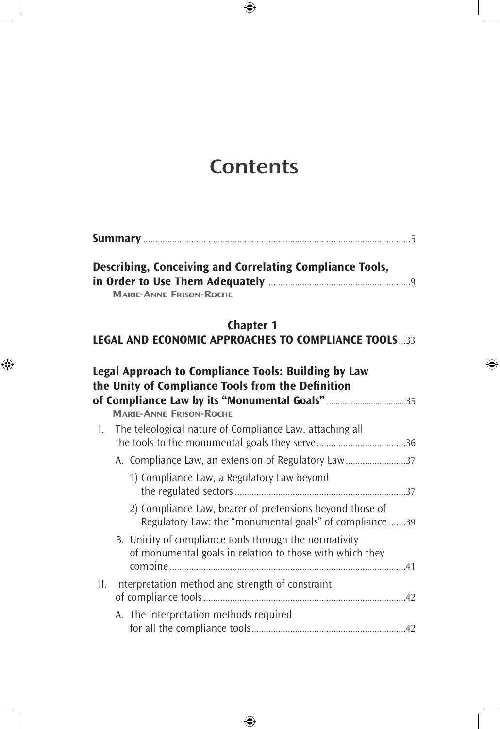# Contents

**Summary** ..... 5

**Describing, Conceiving and Correlating Compliance Tools, in Order to Use Them Adequately** ..... 9
MARIE-ANNE FRISON-ROCHE

## Chapter 1
## LEGAL AND ECONOMIC APPROACHES TO COMPLIANCE TOOLS ... 33

**Legal Approach to Compliance Tools: Building by Law the Unity of Compliance Tools from the Definition of Compliance Law by its "Monumental Goals"** ..... 35
MARIE-ANNE FRISON-ROCHE

I. The teleological nature of Compliance Law, attaching all the tools to the monumental goals they serve ..... 36
- A. Compliance Law, an extension of Regulatory Law ..... 37
  - 1) Compliance Law, a Regulatory Law beyond the regulated sectors ..... 37
  - 2) Compliance Law, bearer of pretensions beyond those of Regulatory Law: the "monumental goals" of compliance ..... 39
- B. Unicity of compliance tools through the normativity of monumental goals in relation to those with which they combine ..... 41

II. Interpretation method and strength of constraint of compliance tools ..... 42
- A. The interpretation methods required for all the compliance tools ..... 42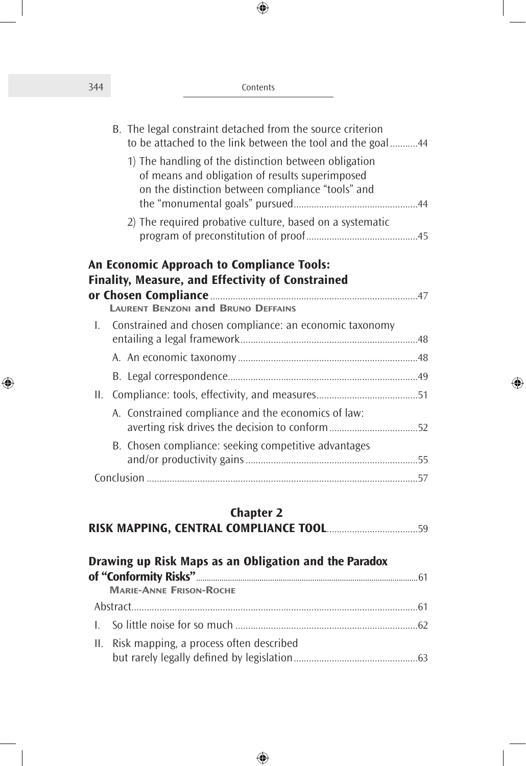B. The legal constraint detached from the source criterion to be attached to the link between the tool and the goal ........... 44

1) The handling of the distinction between obligation of means and obligation of results superimposed on the distinction between compliance "tools" and the "monumental goals" pursued ................................................ 44

2) The required probative culture, based on a systematic program of preconstitution of proof ............................................ 45

**An Economic Approach to Compliance Tools: Finality, Measure, and Effectivity of Constrained or Chosen Compliance** ................................................................................ 47

Laurent Benzoni and Bruno Deffains

I. Constrained and chosen compliance: an economic taxonomy entailing a legal framework ..................................................................... 48

A. An economic taxonomy ...................................................................... 48

B. Legal correspondence .......................................................................... 49

II. Compliance: tools, effectivity, and measures ........................................ 51

A. Constrained compliance and the economics of law: averting risk drives the decision to conform .................................. 52

B. Chosen compliance: seeking competitive advantages and/or productivity gains ................................................................... 55

Conclusion .......................................................................................................... 57

## Chapter 2

## RISK MAPPING, CENTRAL COMPLIANCE TOOL .................................... 59

**Drawing up Risk Maps as an Obligation and the Paradox of "Conformity Risks"** ....................................................................................................... 61

Marie-Anne Frison-Roche

Abstract ............................................................................................................... 61

I. So little noise for so much ........................................................................ 62

II. Risk mapping, a process often described but rarely legally defined by legislation ................................................ 63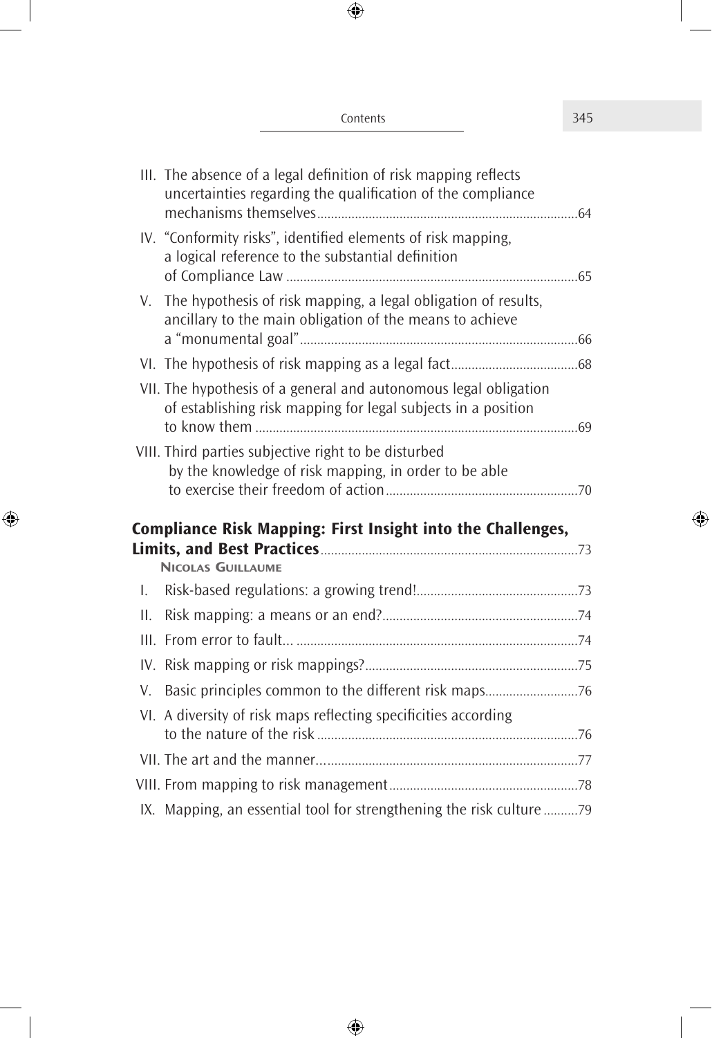III. The absence of a legal definition of risk mapping reflects uncertainties regarding the qualification of the compliance mechanisms themselves....64

IV. "Conformity risks", identified elements of risk mapping, a logical reference to the substantial definition of Compliance Law....65

V. The hypothesis of risk mapping, a legal obligation of results, ancillary to the main obligation of the means to achieve a "monumental goal"....66

VI. The hypothesis of risk mapping as a legal fact....68

VII. The hypothesis of a general and autonomous legal obligation of establishing risk mapping for legal subjects in a position to know them....69

VIII. Third parties subjective right to be disturbed by the knowledge of risk mapping, in order to be able to exercise their freedom of action....70

## Compliance Risk Mapping: First Insight into the Challenges, Limits, and Best Practices....73

**Nicolas Guillaume**

I. Risk-based regulations: a growing trend!....73

II. Risk mapping: a means or an end?....74

III. From error to fault.......74

IV. Risk mapping or risk mappings?....75

V. Basic principles common to the different risk maps....76

VI. A diversity of risk maps reflecting specificities according to the nature of the risk....76

VII. The art and the manner....77

VIII. From mapping to risk management....78

IX. Mapping, an essential tool for strengthening the risk culture....79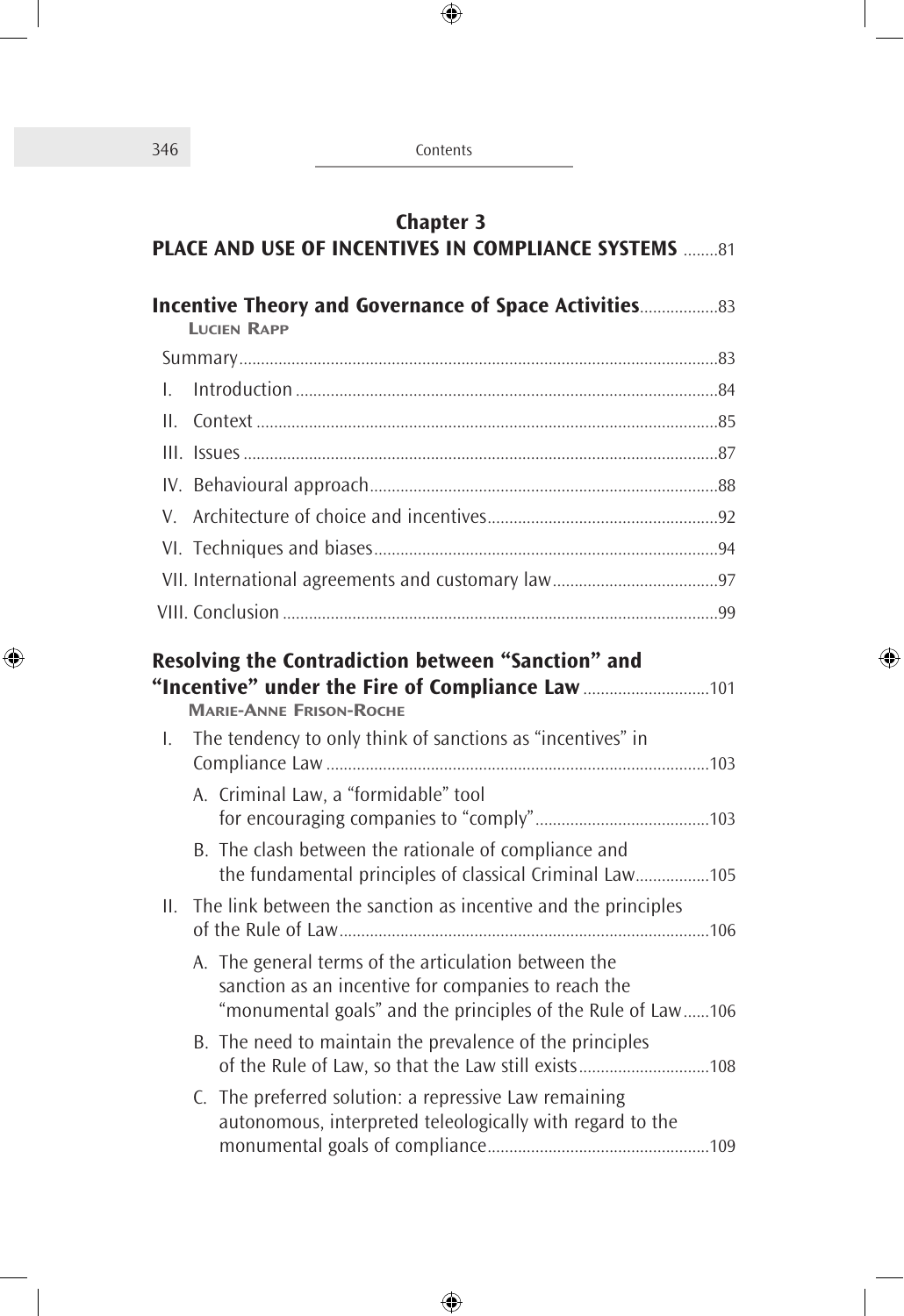## Chapter 3

## PLACE AND USE OF INCENTIVES IN COMPLIANCE SYSTEMS ........81

### Incentive Theory and Governance of Space Activities..................83

**Lucien Rapp**

Summary.............................................................................................................83

I. Introduction ................................................................................................84

II. Context .........................................................................................................85

III. Issues ............................................................................................................87

IV. Behavioural approach...............................................................................88

V. Architecture of choice and incentives....................................................92

VI. Techniques and biases..............................................................................94

VII. International agreements and customary law......................................97

VIII. Conclusion ...................................................................................................99

### Resolving the Contradiction between "Sanction" and "Incentive" under the Fire of Compliance Law.............................101

**Marie-Anne Frison-Roche**

I. The tendency to only think of sanctions as "incentives" in Compliance Law .......................................................................................103

  A. Criminal Law, a "formidable" tool for encouraging companies to "comply"........................................103

  B. The clash between the rationale of compliance and the fundamental principles of classical Criminal Law.................105

II. The link between the sanction as incentive and the principles of the Rule of Law....................................................................................106

  A. The general terms of the articulation between the sanction as an incentive for companies to reach the "monumental goals" and the principles of the Rule of Law......106

  B. The need to maintain the prevalence of the principles of the Rule of Law, so that the Law still exists..............................108

  C. The preferred solution: a repressive Law remaining autonomous, interpreted teleologically with regard to the monumental goals of compliance...................................................109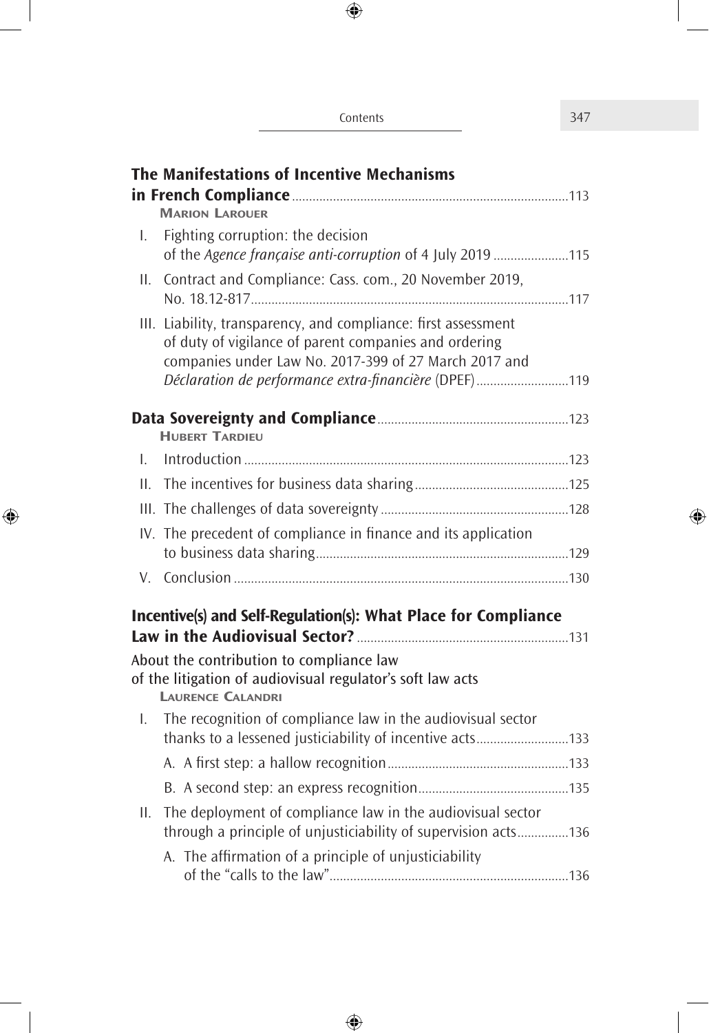**The Manifestations of Incentive Mechanisms in French Compliance** ....................113

Marion Larouer

I. Fighting corruption: the decision of the *Agence française anti-corruption* of 4 July 2019 ....................115

II. Contract and Compliance: Cass. com., 20 November 2019, No. 18.12-817 ....................117

III. Liability, transparency, and compliance: first assessment of duty of vigilance of parent companies and ordering companies under Law No. 2017-399 of 27 March 2017 and *Déclaration de performance extra-financière* (DPEF) ....................119

**Data Sovereignty and Compliance** ....................123

Hubert Tardieu

I. Introduction ....................123

II. The incentives for business data sharing ....................125

III. The challenges of data sovereignty ....................128

IV. The precedent of compliance in finance and its application to business data sharing ....................129

V. Conclusion ....................130

**Incentive(s) and Self-Regulation(s): What Place for Compliance Law in the Audiovisual Sector?** ....................131

About the contribution to compliance law of the litigation of audiovisual regulator's soft law acts

Laurence Calandri

I. The recognition of compliance law in the audiovisual sector thanks to a lessened justiciability of incentive acts ....................133

A. A first step: a hallow recognition ....................133

B. A second step: an express recognition ....................135

II. The deployment of compliance law in the audiovisual sector through a principle of unjusticiability of supervision acts ....................136

A. The affirmation of a principle of unjusticiability of the "calls to the law" ....................136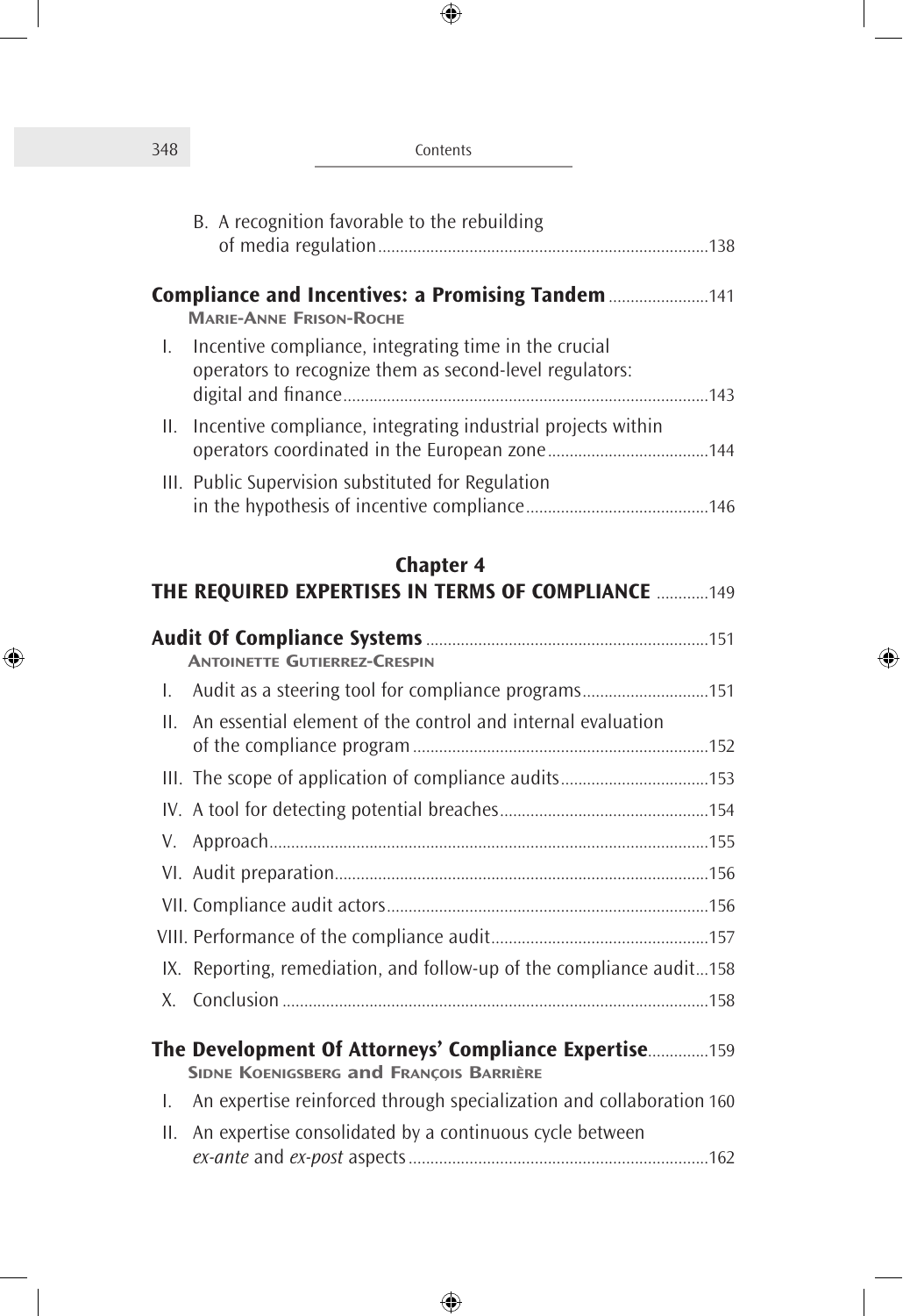B. A recognition favorable to the rebuilding of media regulation ........ 138

**Compliance and Incentives: a Promising Tandem** ........ 141
MARIE-ANNE FRISON-ROCHE

I. Incentive compliance, integrating time in the crucial operators to recognize them as second-level regulators: digital and finance ........ 143

II. Incentive compliance, integrating industrial projects within operators coordinated in the European zone ........ 144

III. Public Supervision substituted for Regulation in the hypothesis of incentive compliance ........ 146

## Chapter 4
## THE REQUIRED EXPERTISES IN TERMS OF COMPLIANCE ........ 149

**Audit Of Compliance Systems** ........ 151
ANTOINETTE GUTIERREZ-CRESPIN

I. Audit as a steering tool for compliance programs ........ 151

II. An essential element of the control and internal evaluation of the compliance program ........ 152

III. The scope of application of compliance audits ........ 153

IV. A tool for detecting potential breaches ........ 154

V. Approach ........ 155

VI. Audit preparation ........ 156

VII. Compliance audit actors ........ 156

VIII. Performance of the compliance audit ........ 157

IX. Reporting, remediation, and follow-up of the compliance audit ... 158

X. Conclusion ........ 158

**The Development Of Attorneys' Compliance Expertise** ........ 159
SIDNE KOENIGSBERG and FRANÇOIS BARRIÈRE

I. An expertise reinforced through specialization and collaboration 160

II. An expertise consolidated by a continuous cycle between *ex-ante* and *ex-post* aspects ........ 162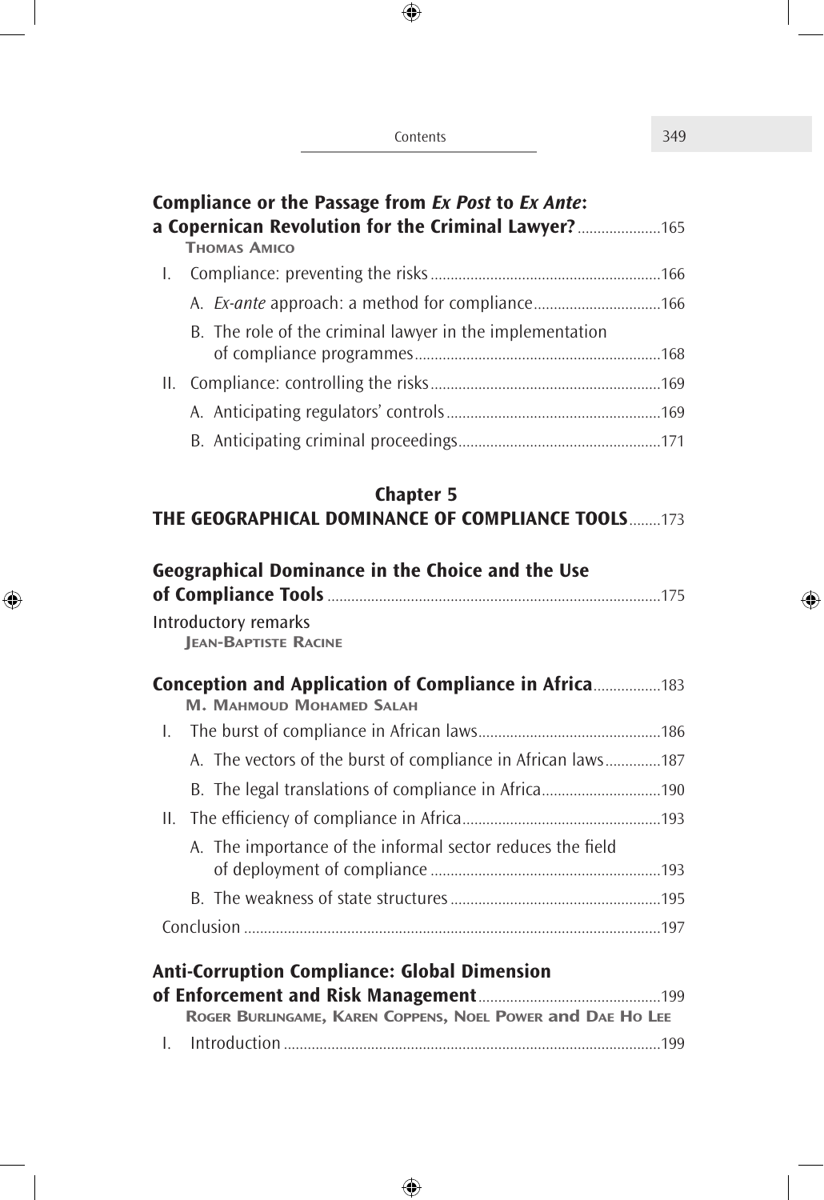**Compliance or the Passage from *Ex Post* to *Ex Ante*: a Copernican Revolution for the Criminal Lawyer?** ..................... 165
Thomas Amico

I. Compliance: preventing the risks ........................................................ 166
   A. *Ex-ante* approach: a method for compliance ................................ 166
   B. The role of the criminal lawyer in the implementation of compliance programmes ............................................................. 168
II. Compliance: controlling the risks ........................................................ 169
   A. Anticipating regulators' controls ...................................................... 169
   B. Anticipating criminal proceedings .................................................. 171

## Chapter 5
## THE GEOGRAPHICAL DOMINANCE OF COMPLIANCE TOOLS ........ 173

**Geographical Dominance in the Choice and the Use of Compliance Tools** ................................................................................... 175
Introductory remarks
Jean-Baptiste Racine

**Conception and Application of Compliance in Africa** ................. 183
M. Mahmoud Mohamed Salah

I. The burst of compliance in African laws .............................................. 186
   A. The vectors of the burst of compliance in African laws .............. 187
   B. The legal translations of compliance in Africa .............................. 190
II. The efficiency of compliance in Africa .................................................. 193
   A. The importance of the informal sector reduces the field of deployment of compliance ........................................................... 193
   B. The weakness of state structures ..................................................... 195
Conclusion ........................................................................................................ 197

**Anti-Corruption Compliance: Global Dimension of Enforcement and Risk Management** ............................................ 199
Roger Burlingame, Karen Coppens, Noel Power and Dae Ho Lee

I. Introduction .............................................................................................. 199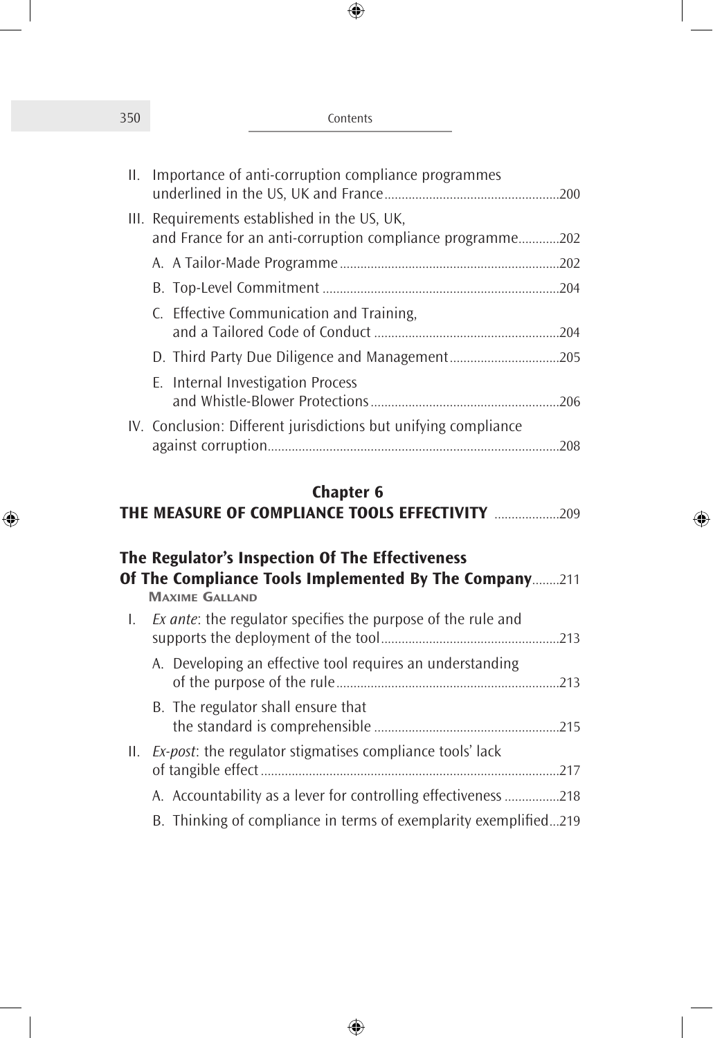- II. Importance of anti-corruption compliance programmes underlined in the US, UK and France ....200
- III. Requirements established in the US, UK, and France for an anti-corruption compliance programme ....202
  - A. A Tailor-Made Programme ....202
  - B. Top-Level Commitment ....204
  - C. Effective Communication and Training, and a Tailored Code of Conduct ....204
  - D. Third Party Due Diligence and Management ....205
  - E. Internal Investigation Process and Whistle-Blower Protections ....206
- IV. Conclusion: Different jurisdictions but unifying compliance against corruption ....208

## Chapter 6
## THE MEASURE OF COMPLIANCE TOOLS EFFECTIVITY ....209

### The Regulator's Inspection Of The Effectiveness Of The Compliance Tools Implemented By The Company ....211

**Maxime Galland**

- I. *Ex ante*: the regulator specifies the purpose of the rule and supports the deployment of the tool ....213
  - A. Developing an effective tool requires an understanding of the purpose of the rule ....213
  - B. The regulator shall ensure that the standard is comprehensible ....215
- II. *Ex-post*: the regulator stigmatises compliance tools' lack of tangible effect ....217
  - A. Accountability as a lever for controlling effectiveness ....218
  - B. Thinking of compliance in terms of exemplarity exemplified ....219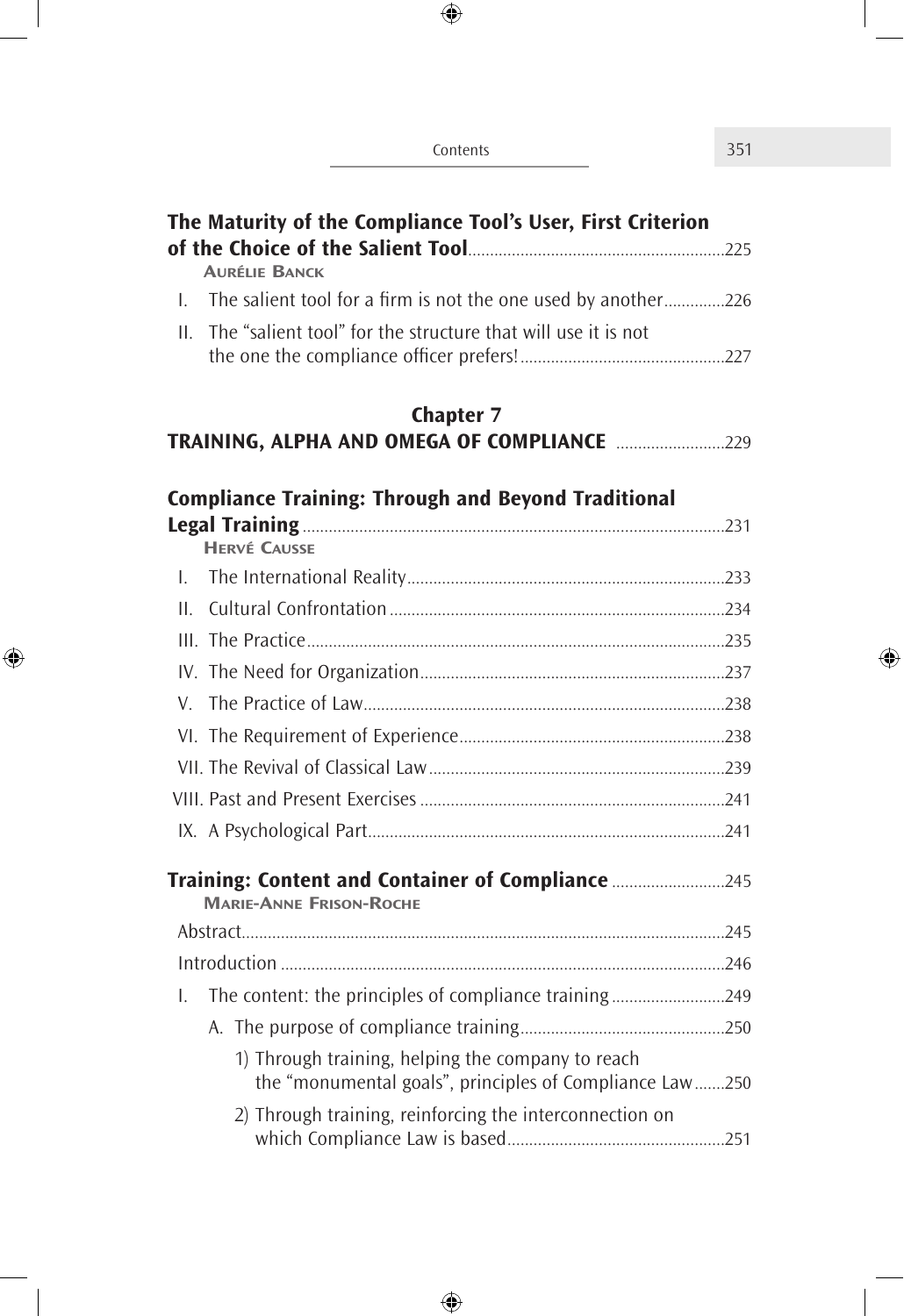**The Maturity of the Compliance Tool's User, First Criterion of the Choice of the Salient Tool** ....................225
Aurélie Banck

I. The salient tool for a firm is not the one used by another....................226

II. The "salient tool" for the structure that will use it is not the one the compliance officer prefers!....................227

## Chapter 7
## TRAINING, ALPHA AND OMEGA OF COMPLIANCE ....................229

**Compliance Training: Through and Beyond Traditional Legal Training** ....................231
Hervé Causse

I. The International Reality....................233

II. Cultural Confrontation....................234

III. The Practice....................235

IV. The Need for Organization....................237

V. The Practice of Law....................238

VI. The Requirement of Experience....................238

VII. The Revival of Classical Law....................239

VIII. Past and Present Exercises....................241

IX. A Psychological Part....................241

**Training: Content and Container of Compliance** ....................245
Marie-Anne Frison-Roche

Abstract....................245

Introduction....................246

I. The content: the principles of compliance training....................249

A. The purpose of compliance training....................250

1) Through training, helping the company to reach the "monumental goals", principles of Compliance Law....................250

2) Through training, reinforcing the interconnection on which Compliance Law is based....................251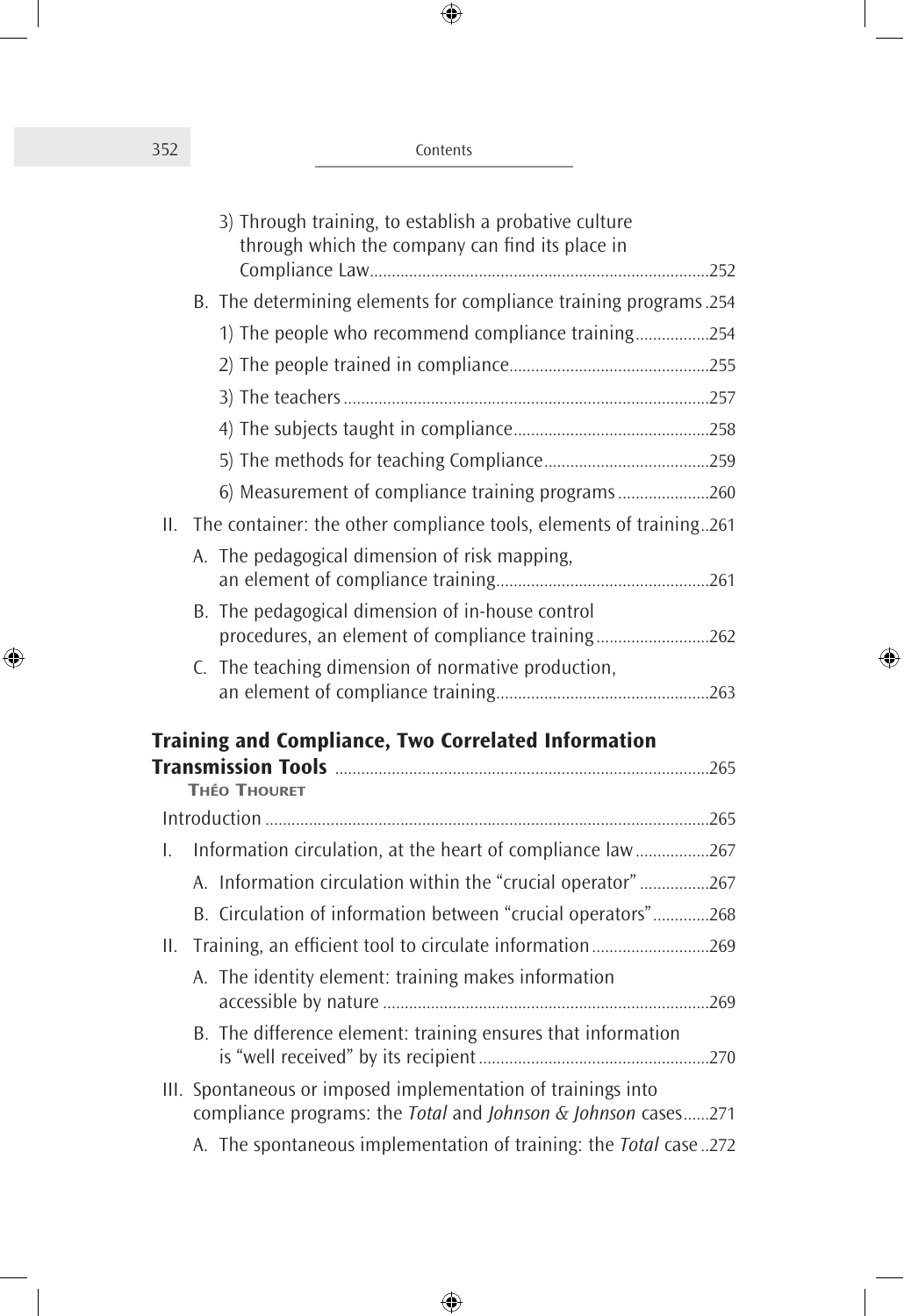3) Through training, to establish a probative culture through which the company can find its place in Compliance Law.....252

B. The determining elements for compliance training programs..254

1) The people who recommend compliance training.....254

2) The people trained in compliance.....255

3) The teachers.....257

4) The subjects taught in compliance.....258

5) The methods for teaching Compliance.....259

6) Measurement of compliance training programs.....260

II. The container: the other compliance tools, elements of training..261

A. The pedagogical dimension of risk mapping, an element of compliance training.....261

B. The pedagogical dimension of in-house control procedures, an element of compliance training.....262

C. The teaching dimension of normative production, an element of compliance training.....263

## Training and Compliance, Two Correlated Information Transmission Tools.....265

**Théo Thouret**

Introduction.....265

I. Information circulation, at the heart of compliance law.....267

A. Information circulation within the "crucial operator".....267

B. Circulation of information between "crucial operators".....268

II. Training, an efficient tool to circulate information.....269

A. The identity element: training makes information accessible by nature.....269

B. The difference element: training ensures that information is "well received" by its recipient.....270

III. Spontaneous or imposed implementation of trainings into compliance programs: the *Total* and *Johnson & Johnson* cases.....271

A. The spontaneous implementation of training: the *Total* case..272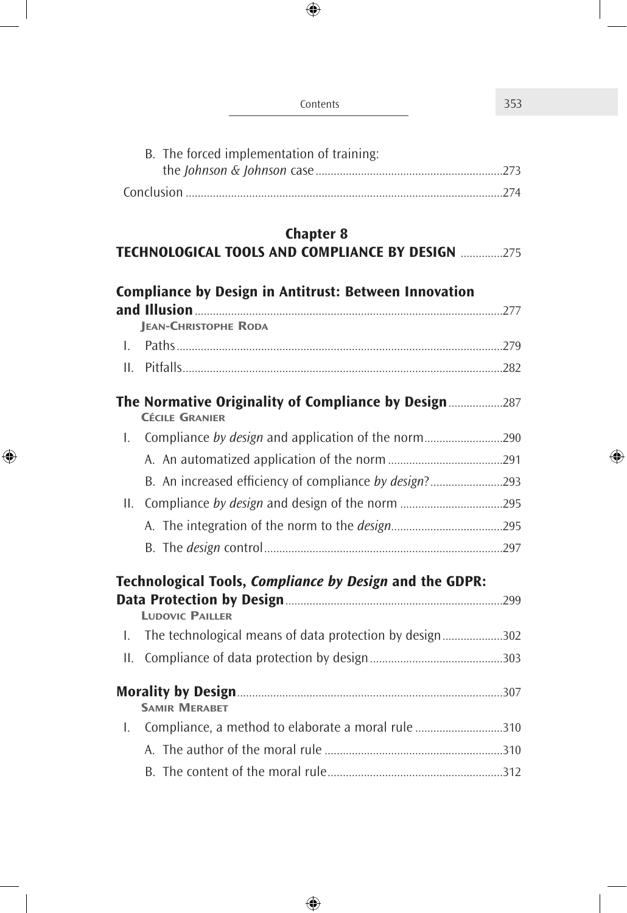B. The forced implementation of training: the *Johnson & Johnson* case ........ 273

Conclusion ........ 274

## Chapter 8

## TECHNOLOGICAL TOOLS AND COMPLIANCE BY DESIGN ........ 275

### Compliance by Design in Antitrust: Between Innovation and Illusion ........ 277

JEAN-CHRISTOPHE RODA

I. Paths ........ 279

II. Pitfalls ........ 282

### The Normative Originality of Compliance by Design ........ 287

CÉCILE GRANIER

I. Compliance *by design* and application of the norm ........ 290

A. An automatized application of the norm ........ 291

B. An increased efficiency of compliance *by design*? ........ 293

II. Compliance *by design* and design of the norm ........ 295

A. The integration of the norm to the *design* ........ 295

B. The *design* control ........ 297

### Technological Tools, *Compliance by Design* and the GDPR: Data Protection by Design ........ 299

LUDOVIC PAILLER

I. The technological means of data protection by design ........ 302

II. Compliance of data protection by design ........ 303

### Morality by Design ........ 307

SAMIR MERABET

I. Compliance, a method to elaborate a moral rule ........ 310

A. The author of the moral rule ........ 310

B. The content of the moral rule ........ 312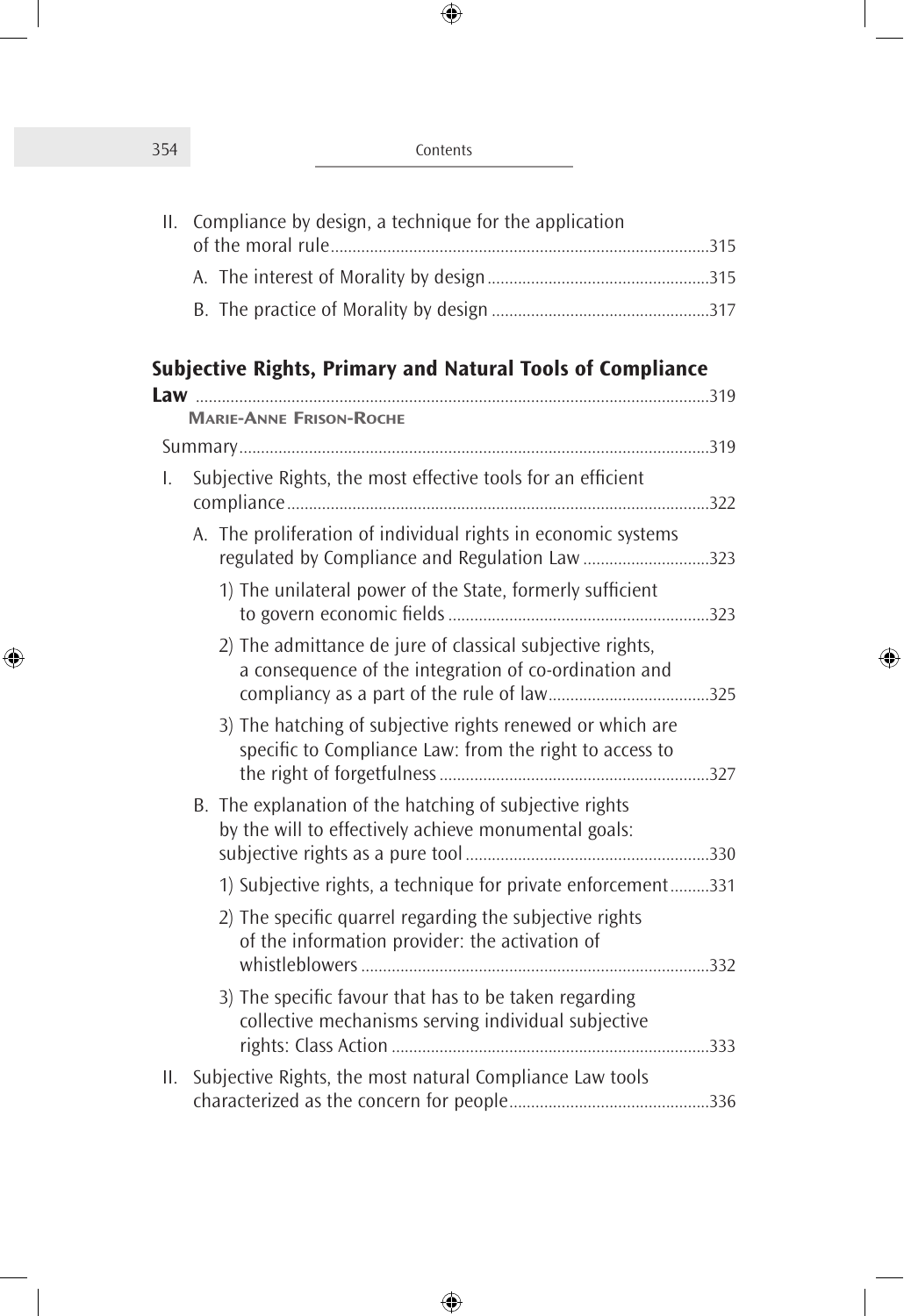II. Compliance by design, a technique for the application of the moral rule ....................................................................................315

A. The interest of Morality by design ..................................................315

B. The practice of Morality by design ..................................................317

## Subjective Rights, Primary and Natural Tools of Compliance Law ....................................................................................................................319

**Marie-Anne Frison-Roche**

Summary ..........................................................................................................319

I. Subjective Rights, the most effective tools for an efficient compliance ................................................................................................322

A. The proliferation of individual rights in economic systems regulated by Compliance and Regulation Law .............................323

1) The unilateral power of the State, formerly sufficient to govern economic fields ............................................................323

2) The admittance de jure of classical subjective rights, a consequence of the integration of co-ordination and compliancy as a part of the rule of law.....................................325

3) The hatching of subjective rights renewed or which are specific to Compliance Law: from the right to access to the right of forgetfulness ..............................................................327

B. The explanation of the hatching of subjective rights by the will to effectively achieve monumental goals: subjective rights as a pure tool ........................................................330

1) Subjective rights, a technique for private enforcement .........331

2) The specific quarrel regarding the subjective rights of the information provider: the activation of whistleblowers ...............................................................................332

3) The specific favour that has to be taken regarding collective mechanisms serving individual subjective rights: Class Action .........................................................................333

II. Subjective Rights, the most natural Compliance Law tools characterized as the concern for people..............................................336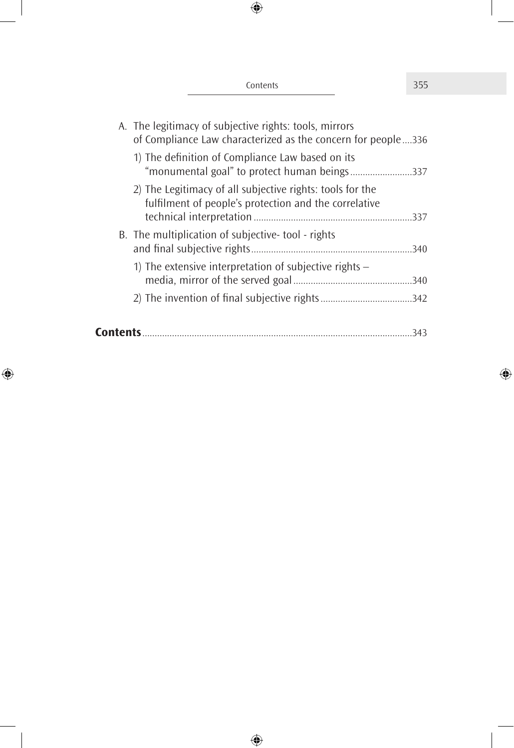A. The legitimacy of subjective rights: tools, mirrors of Compliance Law characterized as the concern for people ....336

   1) The definition of Compliance Law based on its “monumental goal” to protect human beings ....337

   2) The Legitimacy of all subjective rights: tools for the fulfilment of people’s protection and the correlative technical interpretation ....337

B. The multiplication of subjective- tool - rights and final subjective rights ....340

   1) The extensive interpretation of subjective rights – media, mirror of the served goal ....340

   2) The invention of final subjective rights ....342

**Contents** ....343